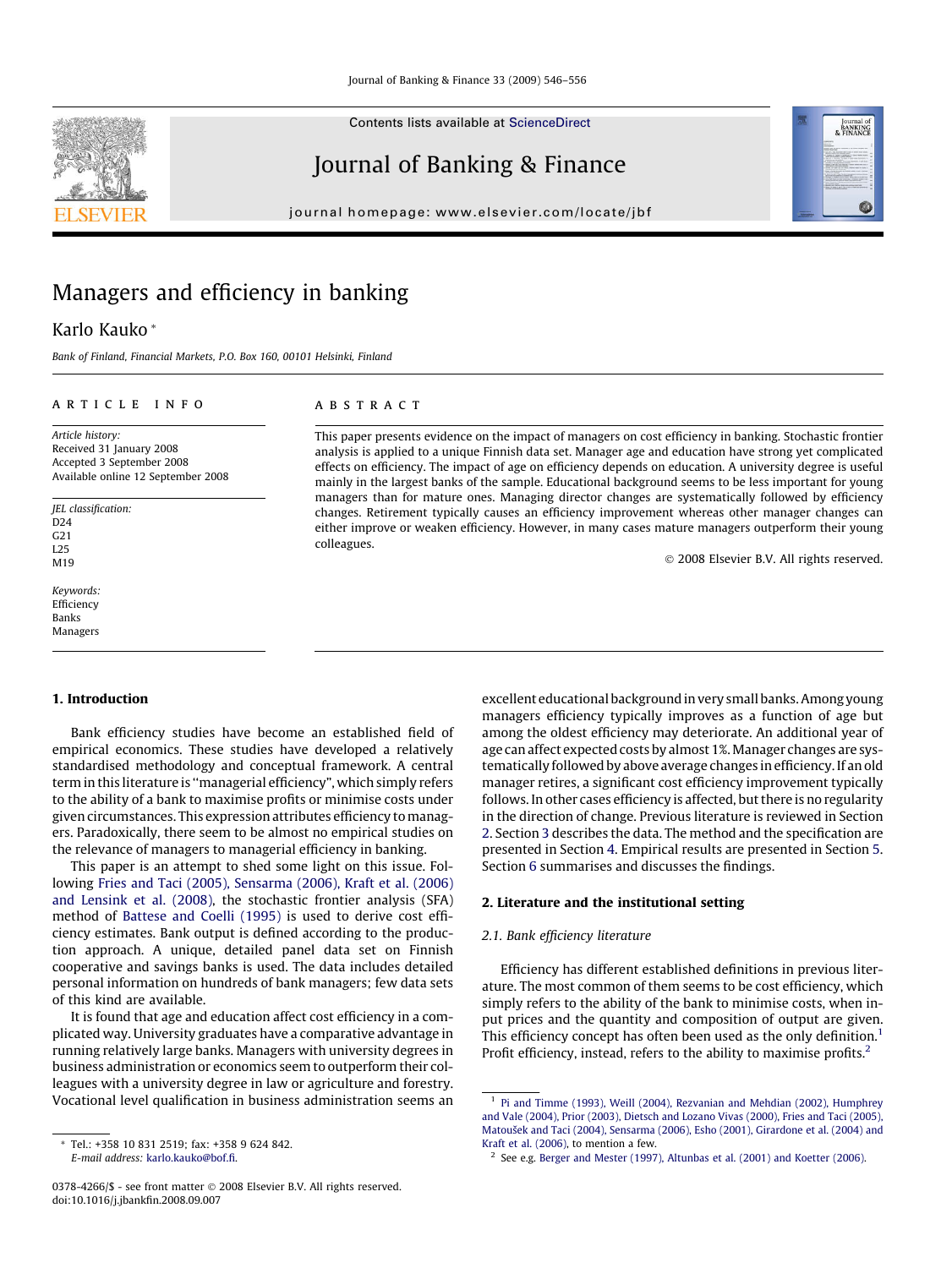# Managers and efficiency in banking

Karlo Kauko *

*Bank of Finland, Financial Markets, P.O. Box 160, 00101 Helsinki, Finland*

---

**ARTICLE INFO**

*Article history:*
Received 31 January 2008
Accepted 3 September 2008
Available online 12 September 2008

*JEL classification:*
D24
G21
L25
M19

*Keywords:*
Efficiency
Banks
Managers

---

**ABSTRACT**

This paper presents evidence on the impact of managers on cost efficiency in banking. Stochastic frontier analysis is applied to a unique Finnish data set. Manager age and education have strong yet complicated effects on efficiency. The impact of age on efficiency depends on education. A university degree is useful mainly in the largest banks of the sample. Educational background seems to be less important for young managers than for mature ones. Managing director changes are systematically followed by efficiency changes. Retirement typically causes an efficiency improvement whereas other manager changes can either improve or weaken efficiency. However, in many cases mature managers outperform their young colleagues.

© 2008 Elsevier B.V. All rights reserved.

---

## 1. Introduction

Bank efficiency studies have become an established field of empirical economics. These studies have developed a relatively standardised methodology and conceptual framework. A central term in this literature is "managerial efficiency", which simply refers to the ability of a bank to maximise profits or minimise costs under given circumstances. This expression attributes efficiency to managers. Paradoxically, there seem to be almost no empirical studies on the relevance of managers to managerial efficiency in banking.

This paper is an attempt to shed some light on this issue. Following Fries and Taci (2005), Sensarma (2006), Kraft et al. (2006) and Lensink et al. (2008), the stochastic frontier analysis (SFA) method of Battese and Coelli (1995) is used to derive cost efficiency estimates. Bank output is defined according to the production approach. A unique, detailed panel data set on Finnish cooperative and savings banks is used. The data includes detailed personal information on hundreds of bank managers; few data sets of this kind are available.

It is found that age and education affect cost efficiency in a complicated way. University graduates have a comparative advantage in running relatively large banks. Managers with university degrees in business administration or economics seem to outperform their colleagues with a university degree in law or agriculture and forestry. Vocational level qualification in business administration seems an excellent educational background in very small banks. Among young managers efficiency typically improves as a function of age but among the oldest efficiency may deteriorate. An additional year of age can affect expected costs by almost 1%. Manager changes are systematically followed by above average changes in efficiency. If an old manager retires, a significant cost efficiency improvement typically follows. In other cases efficiency is affected, but there is no regularity in the direction of change. Previous literature is reviewed in Section 2. Section 3 describes the data. The method and the specification are presented in Section 4. Empirical results are presented in Section 5. Section 6 summarises and discusses the findings.

## 2. Literature and the institutional setting

### 2.1. Bank efficiency literature

Efficiency has different established definitions in previous literature. The most common of them seems to be cost efficiency, which simply refers to the ability of the bank to minimise costs, when input prices and the quantity and composition of output are given. This efficiency concept has often been used as the only definition.[1] Profit efficiency, instead, refers to the ability to maximise profits.[2]

---

* Tel.: +358 10 831 2519; fax: +358 9 624 842.
E-mail address: karlo.kauko@bof.fi.

[1] Pi and Timme (1993), Weill (2004), Rezvanian and Mehdian (2002), Humphrey and Vale (2004), Prior (2003), Dietsch and Lozano Vivas (2000), Fries and Taci (2005), Matoušek and Taci (2004), Sensarma (2006), Esho (2001), Girardone et al. (2004) and Kraft et al. (2006), to mention a few.

[2] See e.g. Berger and Mester (1997), Altunbas et al. (2001) and Koetter (2006).

0378-4266/$ - see front matter © 2008 Elsevier B.V. All rights reserved.
doi:10.1016/j.jbankfin.2008.09.007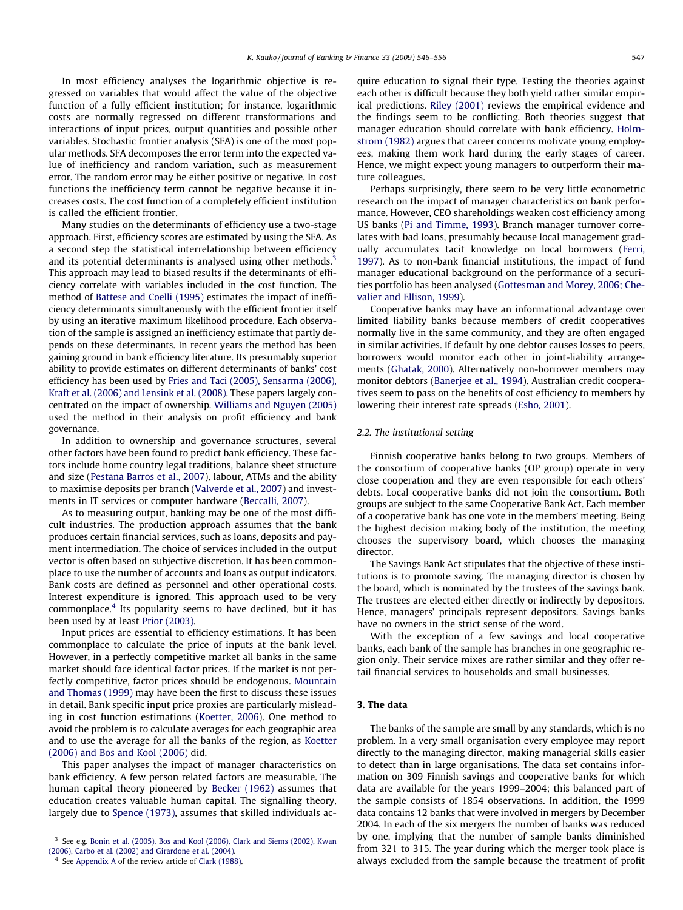In most efficiency analyses the logarithmic objective is regressed on variables that would affect the value of the objective function of a fully efficient institution; for instance, logarithmic costs are normally regressed on different transformations and interactions of input prices, output quantities and possible other variables. Stochastic frontier analysis (SFA) is one of the most popular methods. SFA decomposes the error term into the expected value of inefficiency and random variation, such as measurement error. The random error may be either positive or negative. In cost functions the inefficiency term cannot be negative because it increases costs. The cost function of a completely efficient institution is called the efficient frontier.

Many studies on the determinants of efficiency use a two-stage approach. First, efficiency scores are estimated by using the SFA. As a second step the statistical interrelationship between efficiency and its potential determinants is analysed using other methods.[3] This approach may lead to biased results if the determinants of efficiency correlate with variables included in the cost function. The method of Battese and Coelli (1995) estimates the impact of inefficiency determinants simultaneously with the efficient frontier itself by using an iterative maximum likelihood procedure. Each observation of the sample is assigned an inefficiency estimate that partly depends on these determinants. In recent years the method has been gaining ground in bank efficiency literature. Its presumably superior ability to provide estimates on different determinants of banks' cost efficiency has been used by Fries and Taci (2005), Sensarma (2006), Kraft et al. (2006) and Lensink et al. (2008). These papers largely concentrated on the impact of ownership. Williams and Nguyen (2005) used the method in their analysis on profit efficiency and bank governance.

In addition to ownership and governance structures, several other factors have been found to predict bank efficiency. These factors include home country legal traditions, balance sheet structure and size (Pestana Barros et al., 2007), labour, ATMs and the ability to maximise deposits per branch (Valverde et al., 2007) and investments in IT services or computer hardware (Beccalli, 2007).

As to measuring output, banking may be one of the most difficult industries. The production approach assumes that the bank produces certain financial services, such as loans, deposits and payment intermediation. The choice of services included in the output vector is often based on subjective discretion. It has been commonplace to use the number of accounts and loans as output indicators. Bank costs are defined as personnel and other operational costs. Interest expenditure is ignored. This approach used to be very commonplace.[4] Its popularity seems to have declined, but it has been used by at least Prior (2003).

Input prices are essential to efficiency estimations. It has been commonplace to calculate the price of inputs at the bank level. However, in a perfectly competitive market all banks in the same market should face identical factor prices. If the market is not perfectly competitive, factor prices should be endogenous. Mountain and Thomas (1999) may have been the first to discuss these issues in detail. Bank specific input price proxies are particularly misleading in cost function estimations (Koetter, 2006). One method to avoid the problem is to calculate averages for each geographic area and to use the average for all the banks of the region, as Koetter (2006) and Bos and Kool (2006) did.

This paper analyses the impact of manager characteristics on bank efficiency. A few person related factors are measurable. The human capital theory pioneered by Becker (1962) assumes that education creates valuable human capital. The signalling theory, largely due to Spence (1973), assumes that skilled individuals acquire education to signal their type. Testing the theories against each other is difficult because they both yield rather similar empirical predictions. Riley (2001) reviews the empirical evidence and the findings seem to be conflicting. Both theories suggest that manager education should correlate with bank efficiency. Holmstrom (1982) argues that career concerns motivate young employees, making them work hard during the early stages of career. Hence, we might expect young managers to outperform their mature colleagues.

Perhaps surprisingly, there seem to be very little econometric research on the impact of manager characteristics on bank performance. However, CEO shareholdings weaken cost efficiency among US banks (Pi and Timme, 1993). Branch manager turnover correlates with bad loans, presumably because local management gradually accumulates tacit knowledge on local borrowers (Ferri, 1997). As to non-bank financial institutions, the impact of fund manager educational background on the performance of a securities portfolio has been analysed (Gottesman and Morey, 2006; Chevalier and Ellison, 1999).

Cooperative banks may have an informational advantage over limited liability banks because members of credit cooperatives normally live in the same community, and they are often engaged in similar activities. If default by one debtor causes losses to peers, borrowers would monitor each other in joint-liability arrangements (Ghatak, 2000). Alternatively non-borrower members may monitor debtors (Banerjee et al., 1994). Australian credit cooperatives seem to pass on the benefits of cost efficiency to members by lowering their interest rate spreads (Esho, 2001).

### 2.2. The institutional setting

Finnish cooperative banks belong to two groups. Members of the consortium of cooperative banks (OP group) operate in very close cooperation and they are even responsible for each others' debts. Local cooperative banks did not join the consortium. Both groups are subject to the same Cooperative Bank Act. Each member of a cooperative bank has one vote in the members' meeting. Being the highest decision making body of the institution, the meeting chooses the supervisory board, which chooses the managing director.

The Savings Bank Act stipulates that the objective of these institutions is to promote saving. The managing director is chosen by the board, which is nominated by the trustees of the savings bank. The trustees are elected either directly or indirectly by depositors. Hence, managers' principals represent depositors. Savings banks have no owners in the strict sense of the word.

With the exception of a few savings and local cooperative banks, each bank of the sample has branches in one geographic region only. Their service mixes are rather similar and they offer retail financial services to households and small businesses.

## 3. The data

The banks of the sample are small by any standards, which is no problem. In a very small organisation every employee may report directly to the managing director, making managerial skills easier to detect than in large organisations. The data set contains information on 309 Finnish savings and cooperative banks for which data are available for the years 1999–2004; this balanced part of the sample consists of 1854 observations. In addition, the 1999 data contains 12 banks that were involved in mergers by December 2004. In each of the six mergers the number of banks was reduced by one, implying that the number of sample banks diminished from 321 to 315. The year during which the merger took place is always excluded from the sample because the treatment of profit

---

[3] See e.g. Bonin et al. (2005), Bos and Kool (2006), Clark and Siems (2002), Kwan (2006), Carbo et al. (2002) and Girardone et al. (2004).

[4] See Appendix A of the review article of Clark (1988).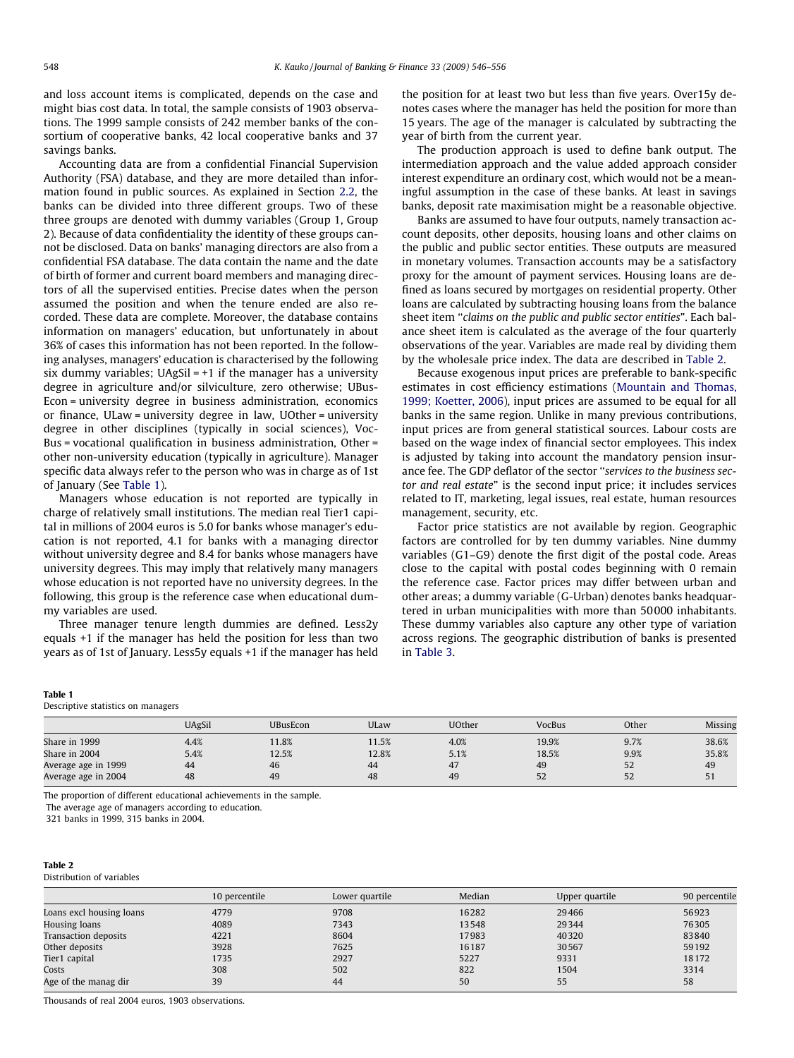and loss account items is complicated, depends on the case and might bias cost data. In total, the sample consists of 1903 observations. The 1999 sample consists of 242 member banks of the consortium of cooperative banks, 42 local cooperative banks and 37 savings banks.

Accounting data are from a confidential Financial Supervision Authority (FSA) database, and they are more detailed than information found in public sources. As explained in Section 2.2, the banks can be divided into three different groups. Two of these three groups are denoted with dummy variables (Group 1, Group 2). Because of data confidentiality the identity of these groups cannot be disclosed. Data on banks' managing directors are also from a confidential FSA database. The data contain the name and the date of birth of former and current board members and managing directors of all the supervised entities. Precise dates when the person assumed the position and when the tenure ended are also recorded. These data are complete. Moreover, the database contains information on managers' education, but unfortunately in about 36% of cases this information has not been reported. In the following analyses, managers' education is characterised by the following six dummy variables; UAgSil = +1 if the manager has a university degree in agriculture and/or silviculture, zero otherwise; UBusEcon = university degree in business administration, economics or finance, ULaw = university degree in law, UOther = university degree in other disciplines (typically in social sciences), VocBus = vocational qualification in business administration, Other = other non-university education (typically in agriculture). Manager specific data always refer to the person who was in charge as of 1st of January (See Table 1).

Managers whose education is not reported are typically in charge of relatively small institutions. The median real Tier1 capital in millions of 2004 euros is 5.0 for banks whose manager's education is not reported, 4.1 for banks with a managing director without university degree and 8.4 for banks whose managers have university degrees. This may imply that relatively many managers whose education is not reported have no university degrees. In the following, this group is the reference case when educational dummy variables are used.

Three manager tenure length dummies are defined. Less2y equals +1 if the manager has held the position for less than two years as of 1st of January. Less5y equals +1 if the manager has held the position for at least two but less than five years. Over15y denotes cases where the manager has held the position for more than 15 years. The age of the manager is calculated by subtracting the year of birth from the current year.

The production approach is used to define bank output. The intermediation approach and the value added approach consider interest expenditure an ordinary cost, which would not be a meaningful assumption in the case of these banks. At least in savings banks, deposit rate maximisation might be a reasonable objective.

Banks are assumed to have four outputs, namely transaction account deposits, other deposits, housing loans and other claims on the public and public sector entities. These outputs are measured in monetary volumes. Transaction accounts may be a satisfactory proxy for the amount of payment services. Housing loans are defined as loans secured by mortgages on residential property. Other loans are calculated by subtracting housing loans from the balance sheet item "*claims on the public and public sector entities*". Each balance sheet item is calculated as the average of the four quarterly observations of the year. Variables are made real by dividing them by the wholesale price index. The data are described in Table 2.

Because exogenous input prices are preferable to bank-specific estimates in cost efficiency estimations (Mountain and Thomas, 1999; Koetter, 2006), input prices are assumed to be equal for all banks in the same region. Unlike in many previous contributions, input prices are from general statistical sources. Labour costs are based on the wage index of financial sector employees. This index is adjusted by taking into account the mandatory pension insurance fee. The GDP deflator of the sector "*services to the business sector and real estate*" is the second input price; it includes services related to IT, marketing, legal issues, real estate, human resources management, security, etc.

Factor price statistics are not available by region. Geographic factors are controlled for by ten dummy variables. Nine dummy variables (G1–G9) denote the first digit of the postal code. Areas close to the capital with postal codes beginning with 0 remain the reference case. Factor prices may differ between urban and other areas; a dummy variable (G-Urban) denotes banks headquartered in urban municipalities with more than 50000 inhabitants. These dummy variables also capture any other type of variation across regions. The geographic distribution of banks is presented in Table 3.

**Table 1**
Descriptive statistics on managers

| | UAgSil | UBusEcon | ULaw | UOther | VocBus | Other | Missing |
|---|---|---|---|---|---|---|---|
| Share in 1999 | 4.4% | 11.8% | 11.5% | 4.0% | 19.9% | 9.7% | 38.6% |
| Share in 2004 | 5.4% | 12.5% | 12.8% | 5.1% | 18.5% | 9.9% | 35.8% |
| Average age in 1999 | 44 | 46 | 44 | 47 | 49 | 52 | 49 |
| Average age in 2004 | 48 | 49 | 48 | 49 | 52 | 52 | 51 |

The proportion of different educational achievements in the sample.
The average age of managers according to education.
321 banks in 1999, 315 banks in 2004.

**Table 2**
Distribution of variables

| | 10 percentile | Lower quartile | Median | Upper quartile | 90 percentile |
|---|---|---|---|---|---|
| Loans excl housing loans | 4779 | 9708 | 16282 | 29466 | 56923 |
| Housing loans | 4089 | 7343 | 13548 | 29344 | 76305 |
| Transaction deposits | 4221 | 8604 | 17983 | 40320 | 83840 |
| Other deposits | 3928 | 7625 | 16187 | 30567 | 59192 |
| Tier1 capital | 1735 | 2927 | 5227 | 9331 | 18172 |
| Costs | 308 | 502 | 822 | 1504 | 3314 |
| Age of the manag dir | 39 | 44 | 50 | 55 | 58 |

Thousands of real 2004 euros, 1903 observations.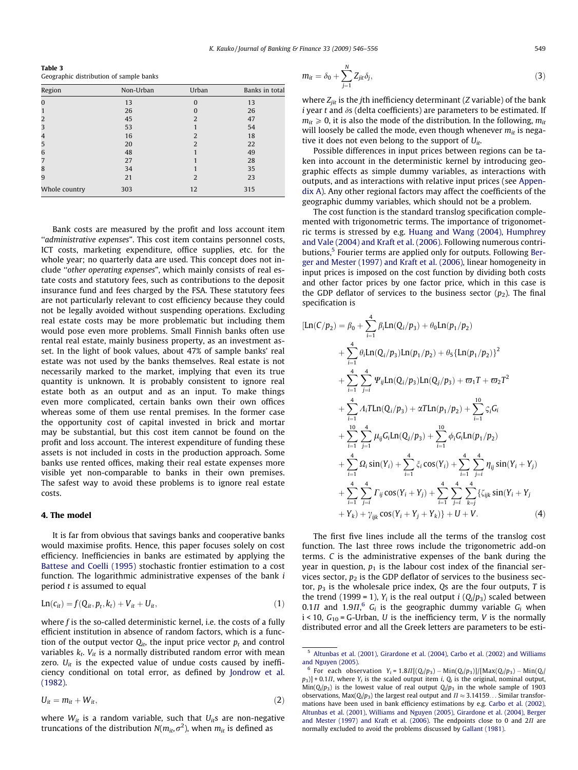**Table 3**
Geographic distribution of sample banks

| Region | Non-Urban | Urban | Banks in total |
|---|---|---|---|
| 0 | 13 | 0 | 13 |
| 1 | 26 | 0 | 26 |
| 2 | 45 | 2 | 47 |
| 3 | 53 | 1 | 54 |
| 4 | 16 | 2 | 18 |
| 5 | 20 | 2 | 22 |
| 6 | 48 | 1 | 49 |
| 7 | 27 | 1 | 28 |
| 8 | 34 | 1 | 35 |
| 9 | 21 | 2 | 23 |
| Whole country | 303 | 12 | 315 |

Bank costs are measured by the profit and loss account item "*administrative expenses*". This cost item contains personnel costs, ICT costs, marketing expenditure, office supplies, etc. for the whole year; no quarterly data are used. This concept does not include "*other operating expenses*", which mainly consists of real estate costs and statutory fees, such as contributions to the deposit insurance fund and fees charged by the FSA. These statutory fees are not particularly relevant to cost efficiency because they could not be legally avoided without suspending operations. Excluding real estate costs may be more problematic but including them would pose even more problems. Small Finnish banks often use rental real estate, mainly business property, as an investment asset. In the light of book values, about 47% of sample banks' real estate was not used by the banks themselves. Real estate is not necessarily marked to the market, implying that even its true quantity is unknown. It is probably consistent to ignore real estate both as an output and as an input. To make things even more complicated, certain banks own their own offices whereas some of them use rental premises. In the former case the opportunity cost of capital invested in brick and mortar may be substantial, but this cost item cannot be found on the profit and loss account. The interest expenditure of funding these assets is not included in costs in the production approach. Some banks use rented offices, making their real estate expenses more visible yet non-comparable to banks in their own premises. The safest way to avoid these problems is to ignore real estate costs.

## 4. The model

It is far from obvious that savings banks and cooperative banks would maximise profits. Hence, this paper focuses solely on cost efficiency. Inefficiencies in banks are estimated by applying the Battese and Coelli (1995) stochastic frontier estimation to a cost function. The logarithmic administrative expenses of the bank $i$ period $t$ is assumed to equal

$$\mathrm{Ln}(c_{it}) = f(Q_{it}, p_t, k_t) + V_{it} + U_{it}, \tag{1}$$

where $f$ is the so-called deterministic kernel, i.e. the costs of a fully efficient institution in absence of random factors, which is a function of the output vector $Q_{it}$, the input price vector $p_t$ and control variables $k_t$. $V_{it}$ is a normally distributed random error with mean zero. $U_{it}$ is the expected value of undue costs caused by inefficiency conditional on total error, as defined by Jondrow et al. (1982).

$$U_{it} = m_{it} + W_{it}, \tag{2}$$

where $W_{it}$ is a random variable, such that $U_{it}$s are non-negative truncations of the distribution $N(m_{it}, \sigma^2)$, when $m_{it}$ is defined as

$$m_{it} = \delta_0 + \sum_{j=1}^{N} Z_{jit}\delta_j, \tag{3}$$

where $Z_{jit}$ is the $j$th inefficiency determinant ($Z$ variable) of the bank $i$ year $t$ and $\delta$s (delta coefficients) are parameters to be estimated. If $m_{it} \geqslant 0$, it is also the mode of the distribution. In the following, $m_{it}$ will loosely be called the mode, even though whenever $m_{it}$ is negative it does not even belong to the support of $U_{it}$.

Possible differences in input prices between regions can be taken into account in the deterministic kernel by introducing geographic effects as simple dummy variables, as interactions with outputs, and as interactions with relative input prices (see Appendix A). Any other regional factors may affect the coefficients of the geographic dummy variables, which should not be a problem.

The cost function is the standard translog specification complemented with trigonometric terms. The importance of trigonometric terms is stressed by e.g. Huang and Wang (2004), Humphrey and Vale (2004) and Kraft et al. (2006). Following numerous contributions,[5] Fourier terms are applied only for outputs. Following Berger and Mester (1997) and Kraft et al. (2006), linear homogeneity in input prices is imposed on the cost function by dividing both costs and other factor prices by one factor price, which in this case is the GDP deflator of services to the business sector ($p_2$). The final specification is

$$\begin{aligned}
[\mathrm{Ln}(C/p_2) = {} & \beta_0 + \sum_{i=1}^{4}\beta_i \mathrm{Ln}(Q_i/p_3) + \theta_0 \mathrm{Ln}(p_1/p_2) \\
& + \sum_{i=1}^{4}\theta_i \mathrm{Ln}(Q_i/p_3)\mathrm{Ln}(p_1/p_2) + \theta_5\{\mathrm{Ln}(p_1/p_2)\}^2 \\
& + \sum_{i=1}^{4}\sum_{j=i}^{4}\Psi_{ij}\mathrm{Ln}(Q_i/p_3)\mathrm{Ln}(Q_j/p_3) + \varpi_1 T + \varpi_2 T^2 \\
& + \sum_{i=1}^{4}\Lambda_i T \mathrm{Ln}(Q_i/p_3) + \alpha T \mathrm{Ln}(p_1/p_2) + \sum_{i=1}^{10}\varsigma_i G_i \\
& + \sum_{i=1}^{10}\sum_{j=1}^{4}\mu_{ij} G_i \mathrm{Ln}(Q_j/p_3) + \sum_{i=1}^{10}\phi_i G_i \mathrm{Ln}(p_1/p_2) \\
& + \sum_{i=1}^{4}\Omega_i \sin(Y_i) + \sum_{i=1}^{4}\xi_i \cos(Y_i) + \sum_{i=1}^{4}\sum_{j=i}^{4}\eta_{ij}\sin(Y_i + Y_j) \\
& + \sum_{i=1}^{4}\sum_{j=i}^{4}\Gamma_{ij}\cos(Y_i + Y_j) + \sum_{i=1}^{4}\sum_{j=i}^{4}\sum_{k=j}^{4}\{\zeta_{ijk}\sin(Y_i + Y_j \\
& + Y_k) + \gamma_{ijk}\cos(Y_i + Y_j + Y_k)\} + U + V.
\end{aligned} \tag{4}$$

The first five lines include all the terms of the translog cost function. The last three rows include the trigonometric add-on terms. $C$ is the administrative expenses of the bank during the year in question, $p_1$ is the labour cost index of the financial services sector, $p_2$ is the GDP deflator of services to the business sector, $p_3$ is the wholesale price index, $Q$s are the four outputs, $T$ is the trend (1999 = 1), $Y_i$ is the real output $i$ ($Q_i/p_3$) scaled between $0.1\Pi$ and $1.9\Pi$,[6] $G_i$ is the geographic dummy variable $G_i$ when $i < 10$, $G_{10}$ = G-Urban, $U$ is the inefficiency term, $V$ is the normally distributed error and all the Greek letters are parameters to be esti-

---

[5] Altunbas et al. (2001), Girardone et al. (2004), Carbo et al. (2002) and Williams and Nguyen (2005).

[6] For each observation $Y_i = 1.8\Pi[(Q_i/p_3) - \mathrm{Min}(Q_i/p_3)]/[\mathrm{Max}(Q_i/p_3) - \mathrm{Min}(Q_i/p_3)] + 0.1\Pi$, where $Y_i$ is the scaled output item $i$, $Q_i$ is the original, nominal output, $\mathrm{Min}(Q_i/p_3)$ is the lowest value of real output $Q_i/p_3$ in the whole sample of 1903 observations, $\mathrm{Max}(Q_i/p_3)$ the largest real output and $\Pi \approx 3.14159\ldots$ Similar transformations have been used in bank efficiency estimations by e.g. Carbo et al. (2002), Altunbas et al. (2001), Williams and Nguyen (2005), Girardone et al. (2004), Berger and Mester (1997) and Kraft et al. (2006). The endpoints close to 0 and $2\Pi$ are normally excluded to avoid the problems discussed by Gallant (1981).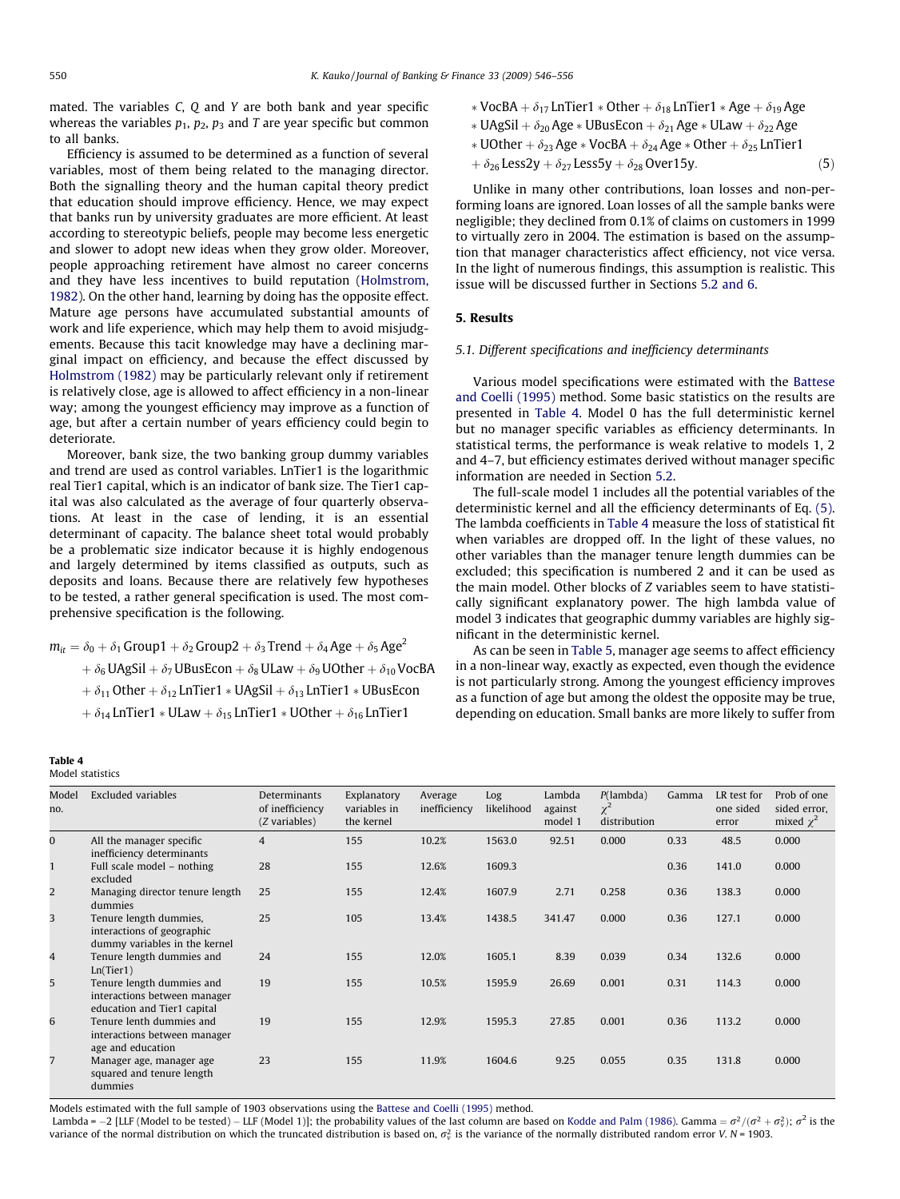mated. The variables $C$, $Q$ and $Y$ are both bank and year specific whereas the variables $p_1$, $p_2$, $p_3$ and $T$ are year specific but common to all banks.

Efficiency is assumed to be determined as a function of several variables, most of them being related to the managing director. Both the signalling theory and the human capital theory predict that education should improve efficiency. Hence, we may expect that banks run by university graduates are more efficient. At least according to stereotypic beliefs, people may become less energetic and slower to adopt new ideas when they grow older. Moreover, people approaching retirement have almost no career concerns and they have less incentives to build reputation (Holmstrom, 1982). On the other hand, learning by doing has the opposite effect. Mature age persons have accumulated substantial amounts of work and life experience, which may help them to avoid misjudgements. Because this tacit knowledge may have a declining marginal impact on efficiency, and because the effect discussed by Holmstrom (1982) may be particularly relevant only if retirement is relatively close, age is allowed to affect efficiency in a non-linear way; among the youngest efficiency may improve as a function of age, but after a certain number of years efficiency could begin to deteriorate.

Moreover, bank size, the two banking group dummy variables and trend are used as control variables. LnTier1 is the logarithmic real Tier1 capital, which is an indicator of bank size. The Tier1 capital was also calculated as the average of four quarterly observations. At least in the case of lending, it is an essential determinant of capacity. The balance sheet total would probably be a problematic size indicator because it is highly endogenous and largely determined by items classified as outputs, such as deposits and loans. Because there are relatively few hypotheses to be tested, a rather general specification is used. The most comprehensive specification is the following.

$$
\begin{aligned}
m_{it} = {} & \delta_0 + \delta_1 \,\text{Group1} + \delta_2 \,\text{Group2} + \delta_3 \,\text{Trend} + \delta_4 \,\text{Age} + \delta_5 \,\text{Age}^2 \\
& + \delta_6 \,\text{UAgSil} + \delta_7 \,\text{UBusEcon} + \delta_8 \,\text{ULaw} + \delta_9 \,\text{UOther} + \delta_{10} \,\text{VocBA} \\
& + \delta_{11} \,\text{Other} + \delta_{12} \,\text{LnTier1} * \text{UAgSil} + \delta_{13} \,\text{LnTier1} * \text{UBusEcon} \\
& + \delta_{14} \,\text{LnTier1} * \text{ULaw} + \delta_{15} \,\text{LnTier1} * \text{UOther} + \delta_{16} \,\text{LnTier1} \\
& * \text{VocBA} + \delta_{17} \,\text{LnTier1} * \text{Other} + \delta_{18} \,\text{LnTier1} * \text{Age} + \delta_{19} \,\text{Age} \\
& * \text{UAgSil} + \delta_{20} \,\text{Age} * \text{UBusEcon} + \delta_{21} \,\text{Age} * \text{ULaw} + \delta_{22} \,\text{Age} \\
& * \text{UOther} + \delta_{23} \,\text{Age} * \text{VocBA} + \delta_{24} \,\text{Age} * \text{Other} + \delta_{25} \,\text{LnTier1} \\
& + \delta_{26} \,\text{Less2y} + \delta_{27} \,\text{Less5y} + \delta_{28} \,\text{Over15y}.
\end{aligned}
\tag{5}
$$

Unlike in many other contributions, loan losses and non-performing loans are ignored. Loan losses of all the sample banks were negligible; they declined from 0.1% of claims on customers in 1999 to virtually zero in 2004. The estimation is based on the assumption that manager characteristics affect efficiency, not vice versa. In the light of numerous findings, this assumption is realistic. This issue will be discussed further in Sections 5.2 and 6.

## 5. Results

### 5.1. Different specifications and inefficiency determinants

Various model specifications were estimated with the Battese and Coelli (1995) method. Some basic statistics on the results are presented in Table 4. Model 0 has the full deterministic kernel but no manager specific variables as efficiency determinants. In statistical terms, the performance is weak relative to models 1, 2 and 4–7, but efficiency estimates derived without manager specific information are needed in Section 5.2.

The full-scale model 1 includes all the potential variables of the deterministic kernel and all the efficiency determinants of Eq. (5). The lambda coefficients in Table 4 measure the loss of statistical fit when variables are dropped off. In the light of these values, no other variables than the manager tenure length dummies can be excluded; this specification is numbered 2 and it can be used as the main model. Other blocks of $Z$ variables seem to have statistically significant explanatory power. The high lambda value of model 3 indicates that geographic dummy variables are highly significant in the deterministic kernel.

As can be seen in Table 5, manager age seems to affect efficiency in a non-linear way, exactly as expected, even though the evidence is not particularly strong. Among the youngest efficiency improves as a function of age but among the oldest the opposite may be true, depending on education. Small banks are more likely to suffer from

**Table 4**
Model statistics

| Model no. | Excluded variables | Determinants of inefficiency ($Z$ variables) | Explanatory variables in the kernel | Average inefficiency | Log likelihood | Lambda against model 1 | $P$(lambda) $\chi^2$ distribution | Gamma | LR test for one sided error | Prob of one sided error, mixed $\chi^2$ |
|---|---|---|---|---|---|---|---|---|---|---|
| 0 | All the manager specific inefficiency determinants | 4 | 155 | 10.2% | 1563.0 | 92.51 | 0.000 | 0.33 | 48.5 | 0.000 |
| 1 | Full scale model – nothing excluded | 28 | 155 | 12.6% | 1609.3 | | | 0.36 | 141.0 | 0.000 |
| 2 | Managing director tenure length dummies | 25 | 155 | 12.4% | 1607.9 | 2.71 | 0.258 | 0.36 | 138.3 | 0.000 |
| 3 | Tenure length dummies, interactions of geographic dummy variables in the kernel | 25 | 105 | 13.4% | 1438.5 | 341.47 | 0.000 | 0.36 | 127.1 | 0.000 |
| 4 | Tenure length dummies and Ln(Tier1) | 24 | 155 | 12.0% | 1605.1 | 8.39 | 0.039 | 0.34 | 132.6 | 0.000 |
| 5 | Tenure length dummies and interactions between manager education and Tier1 capital | 19 | 155 | 10.5% | 1595.9 | 26.69 | 0.001 | 0.31 | 114.3 | 0.000 |
| 6 | Tenure lenth dummies and interactions between manager age and education | 19 | 155 | 12.9% | 1595.3 | 27.85 | 0.001 | 0.36 | 113.2 | 0.000 |
| 7 | Manager age, manager age squared and tenure length dummies | 23 | 155 | 11.9% | 1604.6 | 9.25 | 0.055 | 0.35 | 131.8 | 0.000 |

Models estimated with the full sample of 1903 observations using the Battese and Coelli (1995) method.
Lambda = −2 [LLF (Model to be tested) − LLF (Model 1)]; the probability values of the last column are based on Kodde and Palm (1986). Gamma = $\sigma^2/(\sigma^2 + \sigma_v^2)$; $\sigma^2$ is the variance of the normal distribution on which the truncated distribution is based on, $\sigma_v^2$ is the variance of the normally distributed random error $V$. $N$ = 1903.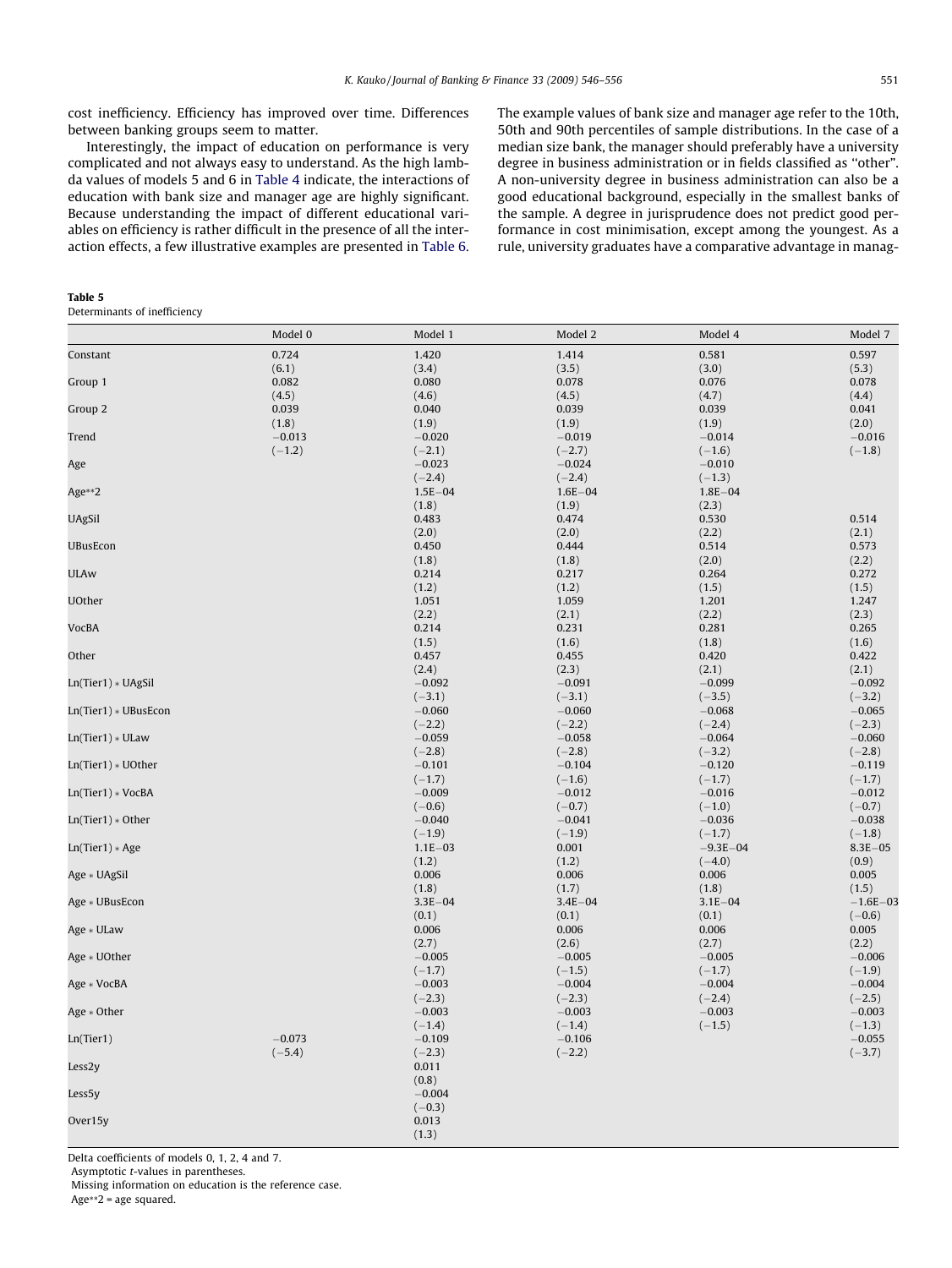cost inefficiency. Efficiency has improved over time. Differences between banking groups seem to matter.

Interestingly, the impact of education on performance is very complicated and not always easy to understand. As the high lambda values of models 5 and 6 in Table 4 indicate, the interactions of education with bank size and manager age are highly significant. Because understanding the impact of different educational variables on efficiency is rather difficult in the presence of all the interaction effects, a few illustrative examples are presented in Table 6. The example values of bank size and manager age refer to the 10th, 50th and 90th percentiles of sample distributions. In the case of a median size bank, the manager should preferably have a university degree in business administration or in fields classified as "other". A non-university degree in business administration can also be a good educational background, especially in the smallest banks of the sample. A degree in jurisprudence does not predict good performance in cost minimisation, except among the youngest. As a rule, university graduates have a comparative advantage in manag-

**Table 5**
Determinants of inefficiency

| | Model 0 | Model 1 | Model 2 | Model 4 | Model 7 |
|---|---|---|---|---|---|
| Constant | 0.724 | 1.420 | 1.414 | 0.581 | 0.597 |
| | (6.1) | (3.4) | (3.5) | (3.0) | (5.3) |
| Group 1 | 0.082 | 0.080 | 0.078 | 0.076 | 0.078 |
| | (4.5) | (4.6) | (4.5) | (4.7) | (4.4) |
| Group 2 | 0.039 | 0.040 | 0.039 | 0.039 | 0.041 |
| | (1.8) | (1.9) | (1.9) | (1.9) | (2.0) |
| Trend | −0.013 | −0.020 | −0.019 | −0.014 | −0.016 |
| | (−1.2) | (−2.1) | (−2.7) | (−1.6) | (−1.8) |
| Age | | −0.023 | −0.024 | −0.010 | |
| | | (−2.4) | (−2.4) | (−1.3) | |
| Age**2 | | 1.5E−04 | 1.6E−04 | 1.8E−04 | |
| | | (1.8) | (1.9) | (2.3) | |
| UAgSil | | 0.483 | 0.474 | 0.530 | 0.514 |
| | | (2.0) | (2.0) | (2.2) | (2.1) |
| UBusEcon | | 0.450 | 0.444 | 0.514 | 0.573 |
| | | (1.8) | (1.8) | (2.0) | (2.2) |
| ULAw | | 0.214 | 0.217 | 0.264 | 0.272 |
| | | (1.2) | (1.2) | (1.5) | (1.5) |
| UOther | | 1.051 | 1.059 | 1.201 | 1.247 |
| | | (2.2) | (2.1) | (2.2) | (2.3) |
| VocBA | | 0.214 | 0.231 | 0.281 | 0.265 |
| | | (1.5) | (1.6) | (1.8) | (1.6) |
| Other | | 0.457 | 0.455 | 0.420 | 0.422 |
| | | (2.4) | (2.3) | (2.1) | (2.1) |
| Ln(Tier1) * UAgSil | | −0.092 | −0.091 | −0.099 | −0.092 |
| | | (−3.1) | (−3.1) | (−3.5) | (−3.2) |
| Ln(Tier1) * UBusEcon | | −0.060 | −0.060 | −0.068 | −0.065 |
| | | (−2.2) | (−2.2) | (−2.4) | (−2.3) |
| Ln(Tier1) * ULaw | | −0.059 | −0.058 | −0.064 | −0.060 |
| | | (−2.8) | (−2.8) | (−3.2) | (−2.8) |
| Ln(Tier1) * UOther | | −0.101 | −0.104 | −0.120 | −0.119 |
| | | (−1.7) | (−1.6) | (−1.7) | (−1.7) |
| Ln(Tier1) * VocBA | | −0.009 | −0.012 | −0.016 | −0.012 |
| | | (−0.6) | (−0.7) | (−1.0) | (−0.7) |
| Ln(Tier1) * Other | | −0.040 | −0.041 | −0.036 | −0.038 |
| | | (−1.9) | (−1.9) | (−1.7) | (−1.8) |
| Ln(Tier1) * Age | | 1.1E−03 | 0.001 | −9.3E−04 | 8.3E−05 |
| | | (1.2) | (1.2) | (−4.0) | (0.9) |
| Age * UAgSil | | 0.006 | 0.006 | 0.006 | 0.005 |
| | | (1.8) | (1.7) | (1.8) | (1.5) |
| Age * UBusEcon | | 3.3E−04 | 3.4E−04 | 3.1E−04 | −1.6E−03 |
| | | (0.1) | (0.1) | (0.1) | (−0.6) |
| Age * ULaw | | 0.006 | 0.006 | 0.006 | 0.005 |
| | | (2.7) | (2.6) | (2.7) | (2.2) |
| Age * UOther | | −0.005 | −0.005 | −0.005 | −0.006 |
| | | (−1.7) | (−1.5) | (−1.7) | (−1.9) |
| Age * VocBA | | −0.003 | −0.004 | −0.004 | −0.004 |
| | | (−2.3) | (−2.3) | (−2.4) | (−2.5) |
| Age * Other | | −0.003 | −0.003 | −0.003 | −0.003 |
| | | (−1.4) | (−1.4) | (−1.5) | (−1.3) |
| Ln(Tier1) | −0.073 | −0.109 | −0.106 | | −0.055 |
| | (−5.4) | (−2.3) | (−2.2) | | (−3.7) |
| Less2y | | 0.011 | | | |
| | | (0.8) | | | |
| Less5y | | −0.004 | | | |
| | | (−0.3) | | | |
| Over15y | | 0.013 | | | |
| | | (1.3) | | | |

Delta coefficients of models 0, 1, 2, 4 and 7.
Asymptotic *t*-values in parentheses.
Missing information on education is the reference case.
Age**2 = age squared.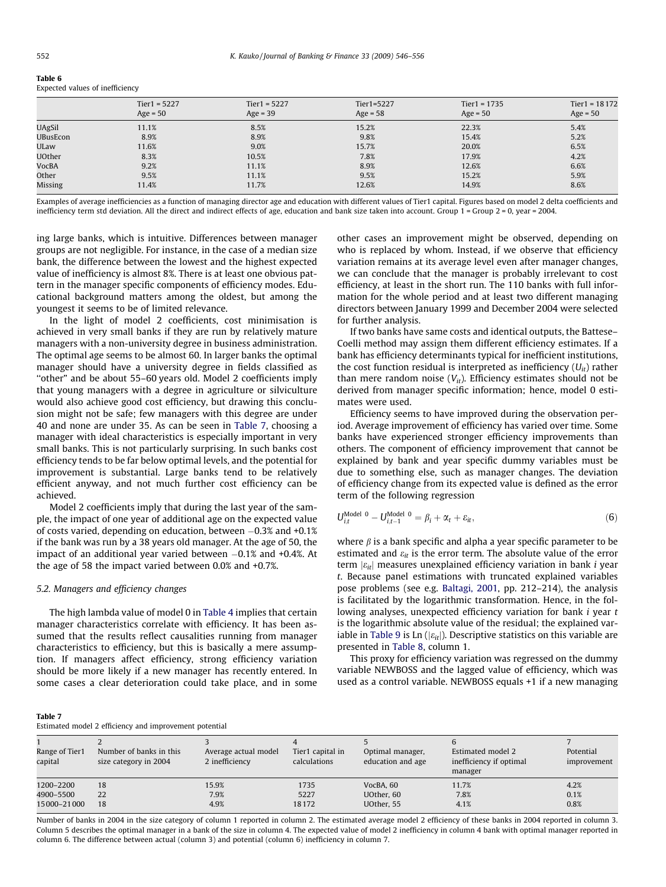**Table 6**
Expected values of inefficiency

| | Tier1 = 5227<br>Age = 50 | Tier1 = 5227<br>Age = 39 | Tier1=5227<br>Age = 58 | Tier1 = 1735<br>Age = 50 | Tier1 = 18172<br>Age = 50 |
|---|---|---|---|---|---|
| UAgSil | 11.1% | 8.5% | 15.2% | 22.3% | 5.4% |
| UBusEcon | 8.9% | 8.9% | 9.8% | 15.4% | 5.2% |
| ULaw | 11.6% | 9.0% | 15.7% | 20.0% | 6.5% |
| UOther | 8.3% | 10.5% | 7.8% | 17.9% | 4.2% |
| VocBA | 9.2% | 11.1% | 8.9% | 12.6% | 6.6% |
| Other | 9.5% | 11.1% | 9.5% | 15.2% | 5.9% |
| Missing | 11.4% | 11.7% | 12.6% | 14.9% | 8.6% |

Examples of average inefficiencies as a function of managing director age and education with different values of Tier1 capital. Figures based on model 2 delta coefficients and inefficiency term std deviation. All the direct and indirect effects of age, education and bank size taken into account. Group 1 = Group 2 = 0, year = 2004.

ing large banks, which is intuitive. Differences between manager groups are not negligible. For instance, in the case of a median size bank, the difference between the lowest and the highest expected value of inefficiency is almost 8%. There is at least one obvious pattern in the manager specific components of efficiency modes. Educational background matters among the oldest, but among the youngest it seems to be of limited relevance.

In the light of model 2 coefficients, cost minimisation is achieved in very small banks if they are run by relatively mature managers with a non-university degree in business administration. The optimal age seems to be almost 60. In larger banks the optimal manager should have a university degree in fields classified as "other" and be about 55–60 years old. Model 2 coefficients imply that young managers with a degree in agriculture or silviculture would also achieve good cost efficiency, but drawing this conclusion might not be safe; few managers with this degree are under 40 and none are under 35. As can be seen in Table 7, choosing a manager with ideal characteristics is especially important in very small banks. This is not particularly surprising. In such banks cost efficiency tends to be far below optimal levels, and the potential for improvement is substantial. Large banks tend to be relatively efficient anyway, and not much further cost efficiency can be achieved.

Model 2 coefficients imply that during the last year of the sample, the impact of one year of additional age on the expected value of costs varied, depending on education, between −0.3% and +0.1% if the bank was run by a 38 years old manager. At the age of 50, the impact of an additional year varied between −0.1% and +0.4%. At the age of 58 the impact varied between 0.0% and +0.7%.

### 5.2. Managers and efficiency changes

The high lambda value of model 0 in Table 4 implies that certain manager characteristics correlate with efficiency. It has been assumed that the results reflect causalities running from manager characteristics to efficiency, but this is basically a mere assumption. If managers affect efficiency, strong efficiency variation should be more likely if a new manager has recently entered. In some cases a clear deterioration could take place, and in some other cases an improvement might be observed, depending on who is replaced by whom. Instead, if we observe that efficiency variation remains at its average level even after manager changes, we can conclude that the manager is probably irrelevant to cost efficiency, at least in the short run. The 110 banks with full information for the whole period and at least two different managing directors between January 1999 and December 2004 were selected for further analysis.

If two banks have same costs and identical outputs, the Battese–Coelli method may assign them different efficiency estimates. If a bank has efficiency determinants typical for inefficient institutions, the cost function residual is interpreted as inefficiency ($U_{it}$) rather than mere random noise ($V_{it}$). Efficiency estimates should not be derived from manager specific information; hence, model 0 estimates were used.

Efficiency seems to have improved during the observation period. Average improvement of efficiency has varied over time. Some banks have experienced stronger efficiency improvements than others. The component of efficiency improvement that cannot be explained by bank and year specific dummy variables must be due to something else, such as manager changes. The deviation of efficiency change from its expected value is defined as the error term of the following regression

$$U_{i,t}^{\text{Model 0}} - U_{i,t-1}^{\text{Model 0}} = \beta_i + \alpha_t + \varepsilon_{it}, \tag{6}$$

where $\beta$ is a bank specific and alpha a year specific parameter to be estimated and $\varepsilon_{it}$ is the error term. The absolute value of the error term $|\varepsilon_{it}|$ measures unexplained efficiency variation in bank $i$ year $t$. Because panel estimations with truncated explained variables pose problems (see e.g. Baltagi, 2001, pp. 212–214), the analysis is facilitated by the logarithmic transformation. Hence, in the following analyses, unexpected efficiency variation for bank $i$ year $t$ is the logarithmic absolute value of the residual; the explained variable in Table 9 is Ln ($|\varepsilon_{it}|$). Descriptive statistics on this variable are presented in Table 8, column 1.

This proxy for efficiency variation was regressed on the dummy variable NEWBOSS and the lagged value of efficiency, which was used as a control variable. NEWBOSS equals +1 if a new managing

**Table 7**
Estimated model 2 efficiency and improvement potential

| 1<br>Range of Tier1 capital | 2<br>Number of banks in this size category in 2004 | 3<br>Average actual model 2 inefficiency | 4<br>Tier1 capital in calculations | 5<br>Optimal manager, education and age | 6<br>Estimated model 2 inefficiency if optimal manager | 7<br>Potential improvement |
|---|---|---|---|---|---|---|
| 1200–2200 | 18 | 15.9% | 1735 | VocBA, 60 | 11.7% | 4.2% |
| 4900–5500 | 22 | 7.9% | 5227 | UOther, 60 | 7.8% | 0.1% |
| 15000–21000 | 18 | 4.9% | 18172 | UOther, 55 | 4.1% | 0.8% |

Number of banks in 2004 in the size category of column 1 reported in column 2. The estimated average model 2 efficiency of these banks in 2004 reported in column 3. Column 5 describes the optimal manager in a bank of the size in column 4. The expected value of model 2 inefficiency in column 4 bank with optimal manager reported in column 6. The difference between actual (column 3) and potential (column 6) inefficiency in column 7.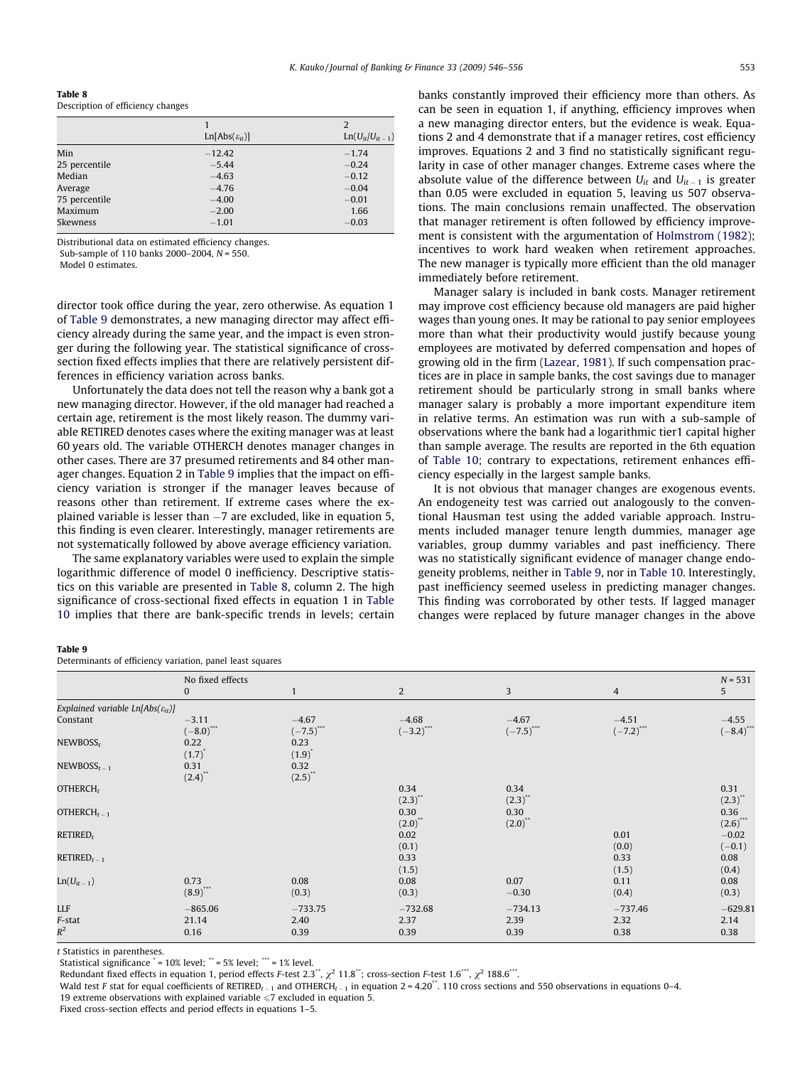**Table 8**
Description of efficiency changes

| | 1<br>$\mathrm{Ln}[\mathrm{Abs}(\varepsilon_{it})]$ | 2<br>$\mathrm{Ln}(U_{it}/U_{it-1})$ |
|---|---|---|
| Min | −12.42 | −1.74 |
| 25 percentile | −5.44 | −0.24 |
| Median | −4.63 | −0.12 |
| Average | −4.76 | −0.04 |
| 75 percentile | −4.00 | −0.01 |
| Maximum | −2.00 | 1.66 |
| Skewness | −1.01 | −0.03 |

Distributional data on estimated efficiency changes.
Sub-sample of 110 banks 2000–2004, $N$ = 550.
Model 0 estimates.

director took office during the year, zero otherwise. As equation 1 of Table 9 demonstrates, a new managing director may affect efficiency already during the same year, and the impact is even stronger during the following year. The statistical significance of cross-section fixed effects implies that there are relatively persistent differences in efficiency variation across banks.

Unfortunately the data does not tell the reason why a bank got a new managing director. However, if the old manager had reached a certain age, retirement is the most likely reason. The dummy variable RETIRED denotes cases where the exiting manager was at least 60 years old. The variable OTHERCH denotes manager changes in other cases. There are 37 presumed retirements and 84 other manager changes. Equation 2 in Table 9 implies that the impact on efficiency variation is stronger if the manager leaves because of reasons other than retirement. If extreme cases where the explained variable is lesser than −7 are excluded, like in equation 5, this finding is even clearer. Interestingly, manager retirements are not systematically followed by above average efficiency variation.

The same explanatory variables were used to explain the simple logarithmic difference of model 0 inefficiency. Descriptive statistics on this variable are presented in Table 8, column 2. The high significance of cross-sectional fixed effects in equation 1 in Table 10 implies that there are bank-specific trends in levels; certain banks constantly improved their efficiency more than others. As can be seen in equation 1, if anything, efficiency improves when a new managing director enters, but the evidence is weak. Equations 2 and 4 demonstrate that if a manager retires, cost efficiency improves. Equations 2 and 3 find no statistically significant regularity in case of other manager changes. Extreme cases where the absolute value of the difference between $U_{it}$ and $U_{it-1}$ is greater than 0.05 were excluded in equation 5, leaving us 507 observations. The main conclusions remain unaffected. The observation that manager retirement is often followed by efficiency improvement is consistent with the argumentation of Holmstrom (1982); incentives to work hard weaken when retirement approaches. The new manager is typically more efficient than the old manager immediately before retirement.

Manager salary is included in bank costs. Manager retirement may improve cost efficiency because old managers are paid higher wages than young ones. It may be rational to pay senior employees more than what their productivity would justify because young employees are motivated by deferred compensation and hopes of growing old in the firm (Lazear, 1981). If such compensation practices are in place in sample banks, the cost savings due to manager retirement should be particularly strong in small banks where manager salary is probably a more important expenditure item in relative terms. An estimation was run with a sub-sample of observations where the bank had a logarithmic tier1 capital higher than sample average. The results are reported in the 6th equation of Table 10; contrary to expectations, retirement enhances efficiency especially in the largest sample banks.

It is not obvious that manager changes are exogenous events. An endogeneity test was carried out analogously to the conventional Hausman test using the added variable approach. Instruments included manager tenure length dummies, manager age variables, group dummy variables and past inefficiency. There was no statistically significant evidence of manager change endogeneity problems, neither in Table 9, nor in Table 10. Interestingly, past inefficiency seemed useless in predicting manager changes. This finding was corroborated by other tests. If lagged manager changes were replaced by future manager changes in the above

**Table 9**
Determinants of efficiency variation, panel least squares

| | No fixed effects<br>0 | 1 | 2 | 3 | 4 | $N$ = 531<br>5 |
|---|---|---|---|---|---|---|
| *Explained variable* $\mathrm{Ln}[\mathrm{Abs}(\varepsilon_{it})]$ | | | | | | |
| Constant | −3.11<br>(−8.0)*** | −4.67<br>(−7.5)*** | −4.68<br>(−3.2)*** | −4.67<br>(−7.5)*** | −4.51<br>(−7.2)*** | −4.55<br>(−8.4)*** |
| $\mathrm{NEWBOSS}_t$ | 0.22<br>(1.7)* | 0.23<br>(1.9)* | | | | |
| $\mathrm{NEWBOSS}_{t-1}$ | 0.31<br>(2.4)** | 0.32<br>(2.5)** | | | | |
| $\mathrm{OTHERCH}_t$ | | | 0.34<br>(2.3)** | 0.34<br>(2.3)** | | 0.31<br>(2.3)** |
| $\mathrm{OTHERCH}_{t-1}$ | | | 0.30<br>(2.0)** | 0.30<br>(2.0)** | | 0.36<br>(2.6)*** |
| $\mathrm{RETIRED}_t$ | | | 0.02<br>(0.1) | | 0.01<br>(0.0) | −0.02<br>(−0.1) |
| $\mathrm{RETIRED}_{t-1}$ | | | 0.33<br>(1.5) | | 0.33<br>(1.5) | 0.08<br>(0.4) |
| $\mathrm{Ln}(U_{it-1})$ | 0.73<br>(8.9)*** | 0.08<br>(0.3) | 0.08<br>(0.3) | 0.07<br>−0.30 | 0.11<br>(0.4) | 0.08<br>(0.3) |
| LLF | −865.06 | −733.75 | −732.68 | −734.13 | −737.46 | −629.81 |
| $F$-stat | 21.14 | 2.40 | 2.37 | 2.39 | 2.32 | 2.14 |
| $R^2$ | 0.16 | 0.39 | 0.39 | 0.39 | 0.38 | 0.38 |

$t$ Statistics in parentheses.
Statistical significance * = 10% level; ** = 5% level; *** = 1% level.
Redundant fixed effects in equation 1, period effects $F$-test 2.3**, $\chi^2$ 11.8**; cross-section $F$-test 1.6***, $\chi^2$ 188.6***.
Wald test $F$ stat for equal coefficients of $\mathrm{RETIRED}_{t-1}$ and $\mathrm{OTHERCH}_{t-1}$ in equation 2 = 4.20**. 110 cross sections and 550 observations in equations 0–4.
19 extreme observations with explained variable ⩽7 excluded in equation 5.
Fixed cross-section effects and period effects in equations 1–5.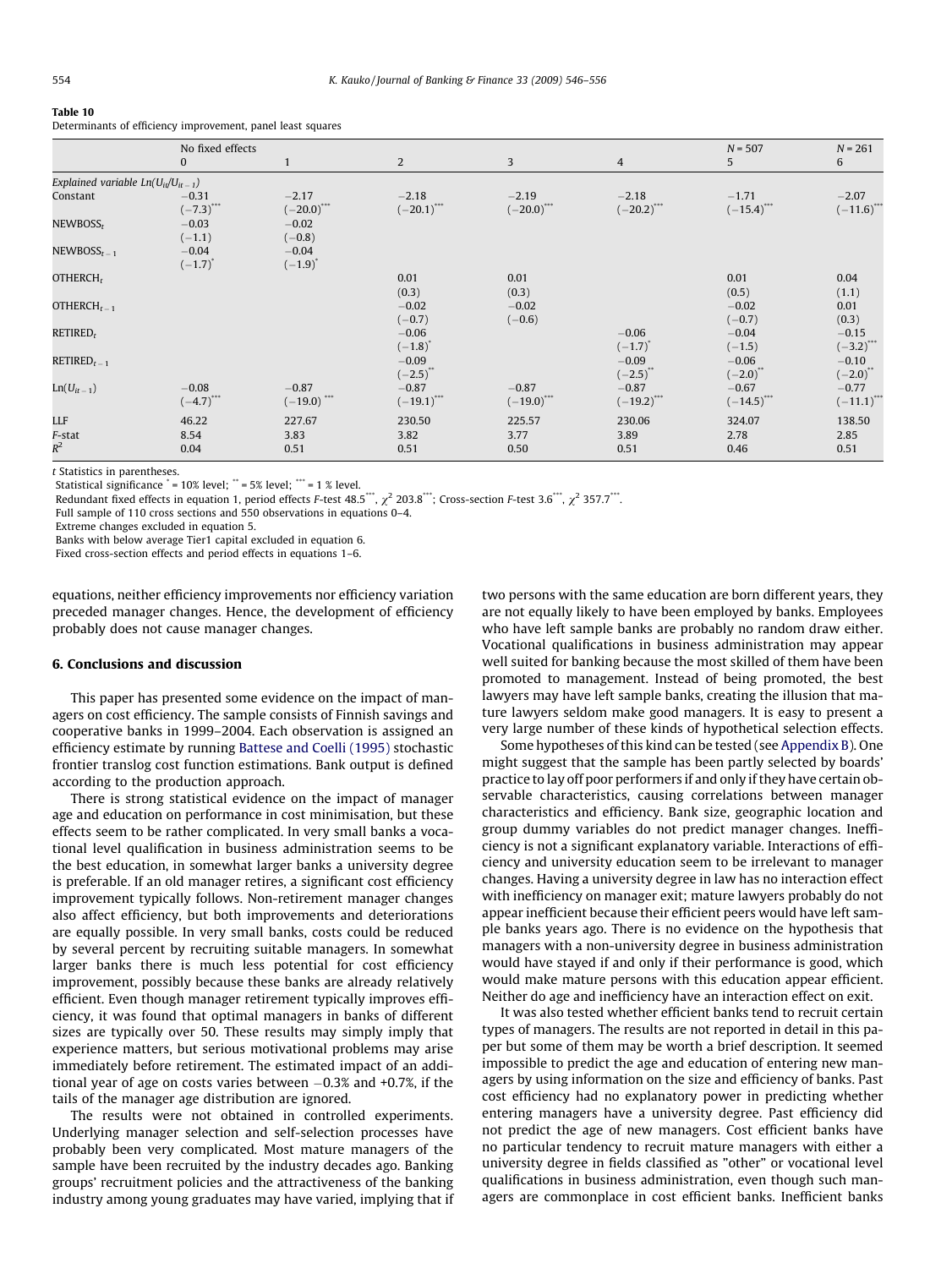**Table 10**
Determinants of efficiency improvement, panel least squares

| | No fixed effects | | | | | $N = 507$ | $N = 261$ |
|---|---|---|---|---|---|---|---|
| | 0 | 1 | 2 | 3 | 4 | 5 | 6 |
| *Explained variable* $Ln(U_{it}/U_{it-1})$ | | | | | | | |
| Constant | −0.31 | −2.17 | −2.18 | −2.19 | −2.18 | −1.71 | −2.07 |
| | $(-7.3)^{***}$ | $(-20.0)^{***}$ | $(-20.1)^{***}$ | $(-20.0)^{***}$ | $(-20.2)^{***}$ | $(-15.4)^{***}$ | $(-11.6)^{***}$ |
| $NEWBOSS_t$ | −0.03 | −0.02 | | | | | |
| | (−1.1) | (−0.8) | | | | | |
| $NEWBOSS_{t-1}$ | −0.04 | −0.04 | | | | | |
| | $(-1.7)^{*}$ | $(-1.9)^{*}$ | | | | | |
| $OTHERCH_t$ | | | 0.01 | 0.01 | | 0.01 | 0.04 |
| | | | (0.3) | (0.3) | | (0.5) | (1.1) |
| $OTHERCH_{t-1}$ | | | −0.02 | −0.02 | | −0.02 | 0.01 |
| | | | (−0.7) | (−0.6) | | (−0.7) | (0.3) |
| $RETIRED_t$ | | | −0.06 | | −0.06 | −0.04 | −0.15 |
| | | | $(-1.8)^{*}$ | | $(-1.7)^{*}$ | (−1.5) | $(-3.2)^{***}$ |
| $RETIRED_{t-1}$ | | | −0.09 | | −0.09 | −0.06 | −0.10 |
| | | | $(-2.5)^{**}$ | | $(-2.5)^{**}$ | $(-2.0)^{**}$ | $(-2.0)^{**}$ |
| $Ln(U_{it-1})$ | −0.08 | −0.87 | −0.87 | −0.87 | −0.87 | −0.67 | −0.77 |
| | $(-4.7)^{***}$ | $(-19.0)^{***}$ | $(-19.1)^{***}$ | $(-19.0)^{***}$ | $(-19.2)^{***}$ | $(-14.5)^{***}$ | $(-11.1)^{***}$ |
| LLF | 46.22 | 227.67 | 230.50 | 225.57 | 230.06 | 324.07 | 138.50 |
| F-stat | 8.54 | 3.83 | 3.82 | 3.77 | 3.89 | 2.78 | 2.85 |
| $R^2$ | 0.04 | 0.51 | 0.51 | 0.50 | 0.51 | 0.46 | 0.51 |

*t* Statistics in parentheses.
Statistical significance * = 10% level; ** = 5% level; *** = 1 % level.
Redundant fixed effects in equation 1, period effects *F*-test 48.5***, $\chi^2$ 203.8***; Cross-section *F*-test 3.6***, $\chi^2$ 357.7***.
Full sample of 110 cross sections and 550 observations in equations 0–4.
Extreme changes excluded in equation 5.
Banks with below average Tier1 capital excluded in equation 6.
Fixed cross-section effects and period effects in equations 1–6.

equations, neither efficiency improvements nor efficiency variation preceded manager changes. Hence, the development of efficiency probably does not cause manager changes.

## 6. Conclusions and discussion

This paper has presented some evidence on the impact of managers on cost efficiency. The sample consists of Finnish savings and cooperative banks in 1999–2004. Each observation is assigned an efficiency estimate by running Battese and Coelli (1995) stochastic frontier translog cost function estimations. Bank output is defined according to the production approach.

There is strong statistical evidence on the impact of manager age and education on performance in cost minimisation, but these effects seem to be rather complicated. In very small banks a vocational level qualification in business administration seems to be the best education, in somewhat larger banks a university degree is preferable. If an old manager retires, a significant cost efficiency improvement typically follows. Non-retirement manager changes also affect efficiency, but both improvements and deteriorations are equally possible. In very small banks, costs could be reduced by several percent by recruiting suitable managers. In somewhat larger banks there is much less potential for cost efficiency improvement, possibly because these banks are already relatively efficient. Even though manager retirement typically improves efficiency, it was found that optimal managers in banks of different sizes are typically over 50. These results may simply imply that experience matters, but serious motivational problems may arise immediately before retirement. The estimated impact of an additional year of age on costs varies between −0.3% and +0.7%, if the tails of the manager age distribution are ignored.

The results were not obtained in controlled experiments. Underlying manager selection and self-selection processes have probably been very complicated. Most mature managers of the sample have been recruited by the industry decades ago. Banking groups' recruitment policies and the attractiveness of the banking industry among young graduates may have varied, implying that if two persons with the same education are born different years, they are not equally likely to have been employed by banks. Employees who have left sample banks are probably no random draw either. Vocational qualifications in business administration may appear well suited for banking because the most skilled of them have been promoted to management. Instead of being promoted, the best lawyers may have left sample banks, creating the illusion that mature lawyers seldom make good managers. It is easy to present a very large number of these kinds of hypothetical selection effects.

Some hypotheses of this kind can be tested (see Appendix B). One might suggest that the sample has been partly selected by boards' practice to lay off poor performers if and only if they have certain observable characteristics, causing correlations between manager characteristics and efficiency. Bank size, geographic location and group dummy variables do not predict manager changes. Inefficiency is not a significant explanatory variable. Interactions of efficiency and university education seem to be irrelevant to manager changes. Having a university degree in law has no interaction effect with inefficiency on manager exit; mature lawyers probably do not appear inefficient because their efficient peers would have left sample banks years ago. There is no evidence on the hypothesis that managers with a non-university degree in business administration would have stayed if and only if their performance is good, which would make mature persons with this education appear efficient. Neither do age and inefficiency have an interaction effect on exit.

It was also tested whether efficient banks tend to recruit certain types of managers. The results are not reported in detail in this paper but some of them may be worth a brief description. It seemed impossible to predict the age and education of entering new managers by using information on the size and efficiency of banks. Past cost efficiency had no explanatory power in predicting whether entering managers have a university degree. Past efficiency did not predict the age of new managers. Cost efficient banks have no particular tendency to recruit mature managers with either a university degree in fields classified as "other" or vocational level qualifications in business administration, even though such managers are commonplace in cost efficient banks. Inefficient banks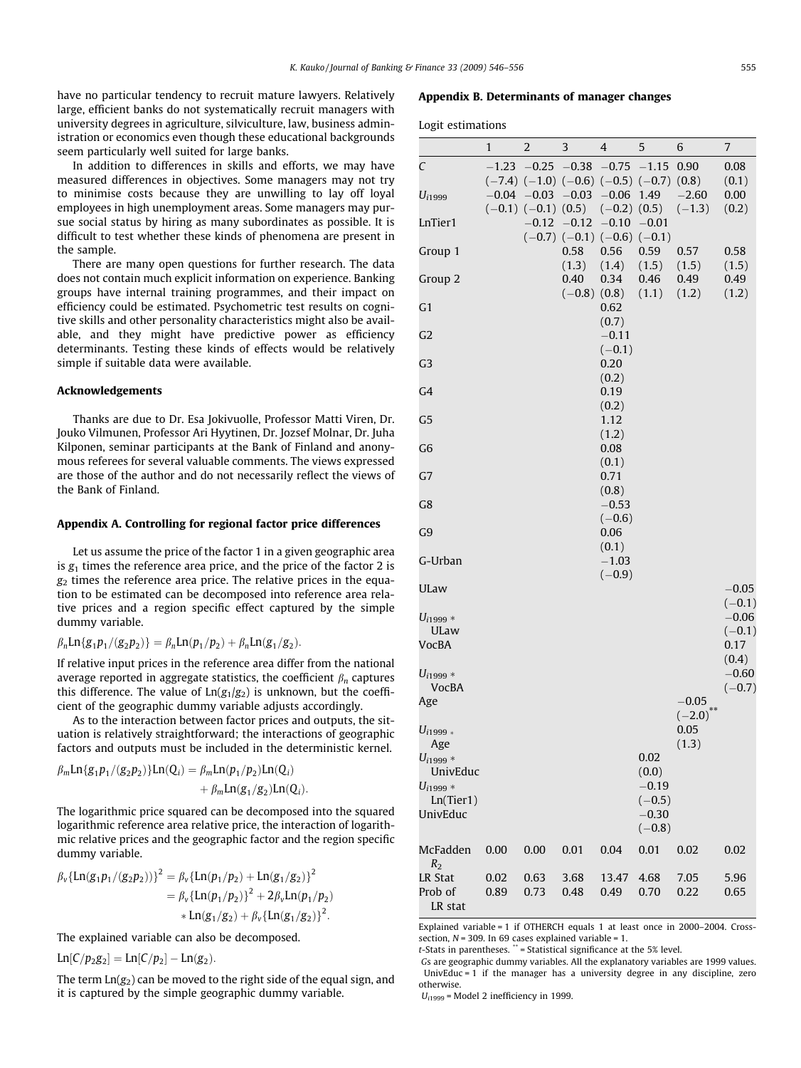have no particular tendency to recruit mature lawyers. Relatively large, efficient banks do not systematically recruit managers with university degrees in agriculture, silviculture, law, business administration or economics even though these educational backgrounds seem particularly well suited for large banks.

In addition to differences in skills and efforts, we may have measured differences in objectives. Some managers may not try to minimise costs because they are unwilling to lay off loyal employees in high unemployment areas. Some managers may pursue social status by hiring as many subordinates as possible. It is difficult to test whether these kinds of phenomena are present in the sample.

There are many open questions for further research. The data does not contain much explicit information on experience. Banking groups have internal training programmes, and their impact on efficiency could be estimated. Psychometric test results on cognitive skills and other personality characteristics might also be available, and they might have predictive power as efficiency determinants. Testing these kinds of effects would be relatively simple if suitable data were available.

## Acknowledgements

Thanks are due to Dr. Esa Jokivuolle, Professor Matti Viren, Dr. Jouko Vilmunen, Professor Ari Hyytinen, Dr. Jozsef Molnar, Dr. Juha Kilponen, seminar participants at the Bank of Finland and anonymous referees for several valuable comments. The views expressed are those of the author and do not necessarily reflect the views of the Bank of Finland.

## Appendix A. Controlling for regional factor price differences

Let us assume the price of the factor 1 in a given geographic area is $g_1$ times the reference area price, and the price of the factor 2 is $g_2$ times the reference area price. The relative prices in the equation to be estimated can be decomposed into reference area relative prices and a region specific effect captured by the simple dummy variable.

$$\beta_n \text{Ln}\{g_1 p_1/(g_2 p_2)\} = \beta_n \text{Ln}(p_1/p_2) + \beta_n \text{Ln}(g_1/g_2).$$

If relative input prices in the reference area differ from the national average reported in aggregate statistics, the coefficient $\beta_n$ captures this difference. The value of $\text{Ln}(g_1/g_2)$ is unknown, but the coefficient of the geographic dummy variable adjusts accordingly.

As to the interaction between factor prices and outputs, the situation is relatively straightforward; the interactions of geographic factors and outputs must be included in the deterministic kernel.

$$\beta_m \text{Ln}\{g_1 p_1/(g_2 p_2)\}\text{Ln}(Q_i) = \beta_m \text{Ln}(p_1/p_2)\text{Ln}(Q_i) + \beta_m \text{Ln}(g_1/g_2)\text{Ln}(Q_i).$$

The logarithmic price squared can be decomposed into the squared logarithmic reference area relative price, the interaction of logarithmic relative prices and the geographic factor and the region specific dummy variable.

$$\begin{aligned}\beta_v\{\text{Ln}(g_1 p_1/(g_2 p_2))\}^2 &= \beta_v\{\text{Ln}(p_1/p_2) + \text{Ln}(g_1/g_2)\}^2 \\ &= \beta_v\{\text{Ln}(p_1/p_2)\}^2 + 2\beta_v \text{Ln}(p_1/p_2) \\ &\quad * \text{Ln}(g_1/g_2) + \beta_v\{\text{Ln}(g_1/g_2)\}^2.\end{aligned}$$

The explained variable can also be decomposed.

$$\text{Ln}[C/p_2 g_2] = \text{Ln}[C/p_2] - \text{Ln}(g_2).$$

The term $\text{Ln}(g_2)$ can be moved to the right side of the equal sign, and it is captured by the simple geographic dummy variable.

## Appendix B. Determinants of manager changes

Logit estimations

| | 1 | 2 | 3 | 4 | 5 | 6 | 7 |
|---|---|---|---|---|---|---|---|
| C | −1.23 | −0.25 | −0.38 | −0.75 | −1.15 | 0.90 | 0.08 |
| | (−7.4) | (−1.0) | (−0.6) | (−0.5) | (−0.7) | (0.8) | (0.1) |
| $U_{i1999}$ | −0.04 | −0.03 | −0.03 | −0.06 | 1.49 | −2.60 | 0.00 |
| | (−0.1) | (−0.1) | (0.5) | (−0.2) | (0.5) | (−1.3) | (0.2) |
| LnTier1 | | −0.12 | −0.12 | −0.10 | −0.01 | | |
| | | (−0.7) | (−0.1) | (−0.6) | (−0.1) | | |
| Group 1 | | | 0.58 | 0.56 | 0.59 | 0.57 | 0.58 |
| | | | (1.3) | (1.4) | (1.5) | (1.5) | (1.5) |
| Group 2 | | | 0.40 | 0.34 | 0.46 | 0.49 | 0.49 |
| | | | (−0.8) | (0.8) | (1.1) | (1.2) | (1.2) |
| G1 | | | | 0.62 | | | |
| | | | | (0.7) | | | |
| G2 | | | | −0.11 | | | |
| | | | | (−0.1) | | | |
| G3 | | | | 0.20 | | | |
| | | | | (0.2) | | | |
| G4 | | | | 0.19 | | | |
| | | | | (0.2) | | | |
| G5 | | | | 1.12 | | | |
| | | | | (1.2) | | | |
| G6 | | | | 0.08 | | | |
| | | | | (0.1) | | | |
| G7 | | | | 0.71 | | | |
| | | | | (0.8) | | | |
| G8 | | | | −0.53 | | | |
| | | | | (−0.6) | | | |
| G9 | | | | 0.06 | | | |
| | | | | (0.1) | | | |
| G-Urban | | | | −1.03 | | | |
| | | | | (−0.9) | | | |
| ULaw | | | | | | | −0.05 |
| | | | | | | | (−0.1) |
| $U_{i1999}$ * ULaw | | | | | | | −0.06 |
| | | | | | | | (−0.1) |
| VocBA | | | | | | | 0.17 |
| | | | | | | | (0.4) |
| $U_{i1999}$ * VocBA | | | | | | | −0.60 |
| | | | | | | | (−0.7) |
| Age | | | | | | −0.05 | |
| | | | | | | (−2.0)** | |
| $U_{i1999}$ * Age | | | | | | 0.05 | |
| | | | | | | (1.3) | |
| $U_{i1999}$ * UnivEduc | | | | | 0.02 | | |
| | | | | | (0.0) | | |
| $U_{i1999}$ * Ln(Tier1) | | | | | −0.19 | | |
| | | | | | (−0.5) | | |
| UnivEduc | | | | | −0.30 | | |
| | | | | | (−0.8) | | |
| McFadden $R_2$ | 0.00 | 0.00 | 0.01 | 0.04 | 0.01 | 0.02 | 0.02 |
| LR Stat | 0.02 | 0.63 | 3.68 | 13.47 | 4.68 | 7.05 | 5.96 |
| Prob of LR stat | 0.89 | 0.73 | 0.48 | 0.49 | 0.70 | 0.22 | 0.65 |

Explained variable = 1 if OTHERCH equals 1 at least once in 2000–2004. Cross-section, $N = 309$. In 69 cases explained variable = 1.

*t*-Stats in parentheses. ** = Statistical significance at the 5% level.

*G*s are geographic dummy variables. All the explanatory variables are 1999 values. UnivEduc = 1 if the manager has a university degree in any discipline, zero otherwise.

$U_{i1999}$ = Model 2 inefficiency in 1999.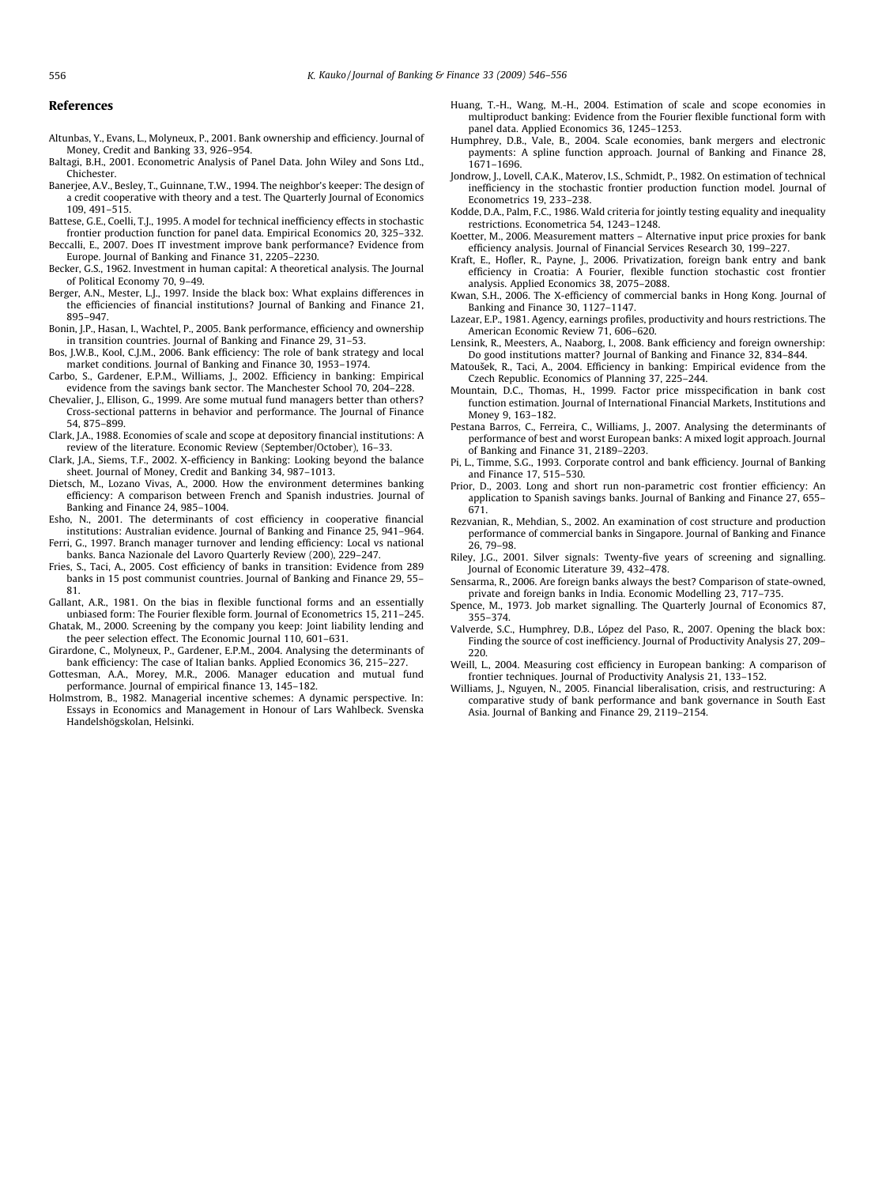## References

Altunbas, Y., Evans, L., Molyneux, P., 2001. Bank ownership and efficiency. Journal of Money, Credit and Banking 33, 926–954.

Baltagi, B.H., 2001. Econometric Analysis of Panel Data. John Wiley and Sons Ltd., Chichester.

Banerjee, A.V., Besley, T., Guinnane, T.W., 1994. The neighbor's keeper: The design of a credit cooperative with theory and a test. The Quarterly Journal of Economics 109, 491–515.

Battese, G.E., Coelli, T.J., 1995. A model for technical inefficiency effects in stochastic frontier production function for panel data. Empirical Economics 20, 325–332.

Beccalli, E., 2007. Does IT investment improve bank performance? Evidence from Europe. Journal of Banking and Finance 31, 2205–2230.

Becker, G.S., 1962. Investment in human capital: A theoretical analysis. The Journal of Political Economy 70, 9–49.

Berger, A.N., Mester, L.J., 1997. Inside the black box: What explains differences in the efficiencies of financial institutions? Journal of Banking and Finance 21, 895–947.

Bonin, J.P., Hasan, I., Wachtel, P., 2005. Bank performance, efficiency and ownership in transition countries. Journal of Banking and Finance 29, 31–53.

Bos, J.W.B., Kool, C.J.M., 2006. Bank efficiency: The role of bank strategy and local market conditions. Journal of Banking and Finance 30, 1953–1974.

Carbo, S., Gardener, E.P.M., Williams, J., 2002. Efficiency in banking: Empirical evidence from the savings bank sector. The Manchester School 70, 204–228.

Chevalier, J., Ellison, G., 1999. Are some mutual fund managers better than others? Cross-sectional patterns in behavior and performance. The Journal of Finance 54, 875–899.

Clark, J.A., 1988. Economies of scale and scope at depository financial institutions: A review of the literature. Economic Review (September/October), 16–33.

Clark, J.A., Siems, T.F., 2002. X-efficiency in Banking: Looking beyond the balance sheet. Journal of Money, Credit and Banking 34, 987–1013.

Dietsch, M., Lozano Vivas, A., 2000. How the environment determines banking efficiency: A comparison between French and Spanish industries. Journal of Banking and Finance 24, 985–1004.

Esho, N., 2001. The determinants of cost efficiency in cooperative financial institutions: Australian evidence. Journal of Banking and Finance 25, 941–964.

Ferri, G., 1997. Branch manager turnover and lending efficiency: Local vs national banks. Banca Nazionale del Lavoro Quarterly Review (200), 229–247.

Fries, S., Taci, A., 2005. Cost efficiency of banks in transition: Evidence from 289 banks in 15 post communist countries. Journal of Banking and Finance 29, 55–81.

Gallant, A.R., 1981. On the bias in flexible functional forms and an essentially unbiased form: The Fourier flexible form. Journal of Econometrics 15, 211–245.

Ghatak, M., 2000. Screening by the company you keep: Joint liability lending and the peer selection effect. The Economic Journal 110, 601–631.

Girardone, C., Molyneux, P., Gardener, E.P.M., 2004. Analysing the determinants of bank efficiency: The case of Italian banks. Applied Economics 36, 215–227.

Gottesman, A.A., Morey, M.R., 2006. Manager education and mutual fund performance. Journal of empirical finance 13, 145–182.

Holmstrom, B., 1982. Managerial incentive schemes: A dynamic perspective. In: Essays in Economics and Management in Honour of Lars Wahlbeck. Svenska Handelshögskolan, Helsinki.

Huang, T.-H., Wang, M.-H., 2004. Estimation of scale and scope economies in multiproduct banking: Evidence from the Fourier flexible functional form with panel data. Applied Economics 36, 1245–1253.

Humphrey, D.B., Vale, B., 2004. Scale economies, bank mergers and electronic payments: A spline function approach. Journal of Banking and Finance 28, 1671–1696.

Jondrow, J., Lovell, C.A.K., Materov, I.S., Schmidt, P., 1982. On estimation of technical inefficiency in the stochastic frontier production function model. Journal of Econometrics 19, 233–238.

Kodde, D.A., Palm, F.C., 1986. Wald criteria for jointly testing equality and inequality restrictions. Econometrica 54, 1243–1248.

Koetter, M., 2006. Measurement matters – Alternative input price proxies for bank efficiency analysis. Journal of Financial Services Research 30, 199–227.

Kraft, E., Hofler, R., Payne, J., 2006. Privatization, foreign bank entry and bank efficiency in Croatia: A Fourier, flexible function stochastic cost frontier analysis. Applied Economics 38, 2075–2088.

Kwan, S.H., 2006. The X-efficiency of commercial banks in Hong Kong. Journal of Banking and Finance 30, 1127–1147.

Lazear, E.P., 1981. Agency, earnings profiles, productivity and hours restrictions. The American Economic Review 71, 606–620.

Lensink, R., Meesters, A., Naaborg, I., 2008. Bank efficiency and foreign ownership: Do good institutions matter? Journal of Banking and Finance 32, 834–844.

Matoušek, R., Taci, A., 2004. Efficiency in banking: Empirical evidence from the Czech Republic. Economics of Planning 37, 225–244.

Mountain, D.C., Thomas, H., 1999. Factor price misspecification in bank cost function estimation. Journal of International Financial Markets, Institutions and Money 9, 163–182.

Pestana Barros, C., Ferreira, C., Williams, J., 2007. Analysing the determinants of performance of best and worst European banks: A mixed logit approach. Journal of Banking and Finance 31, 2189–2203.

Pi, L., Timme, S.G., 1993. Corporate control and bank efficiency. Journal of Banking and Finance 17, 515–530.

Prior, D., 2003. Long and short run non-parametric cost frontier efficiency: An application to Spanish savings banks. Journal of Banking and Finance 27, 655–671.

Rezvanian, R., Mehdian, S., 2002. An examination of cost structure and production performance of commercial banks in Singapore. Journal of Banking and Finance 26, 79–98.

Riley, J.G., 2001. Silver signals: Twenty-five years of screening and signalling. Journal of Economic Literature 39, 432–478.

Sensarma, R., 2006. Are foreign banks always the best? Comparison of state-owned, private and foreign banks in India. Economic Modelling 23, 717–735.

Spence, M., 1973. Job market signalling. The Quarterly Journal of Economics 87, 355–374.

Valverde, S.C., Humphrey, D.B., López del Paso, R., 2007. Opening the black box: Finding the source of cost inefficiency. Journal of Productivity Analysis 27, 209–220.

Weill, L., 2004. Measuring cost efficiency in European banking: A comparison of frontier techniques. Journal of Productivity Analysis 21, 133–152.

Williams, J., Nguyen, N., 2005. Financial liberalisation, crisis, and restructuring: A comparative study of bank performance and bank governance in South East Asia. Journal of Banking and Finance 29, 2119–2154.